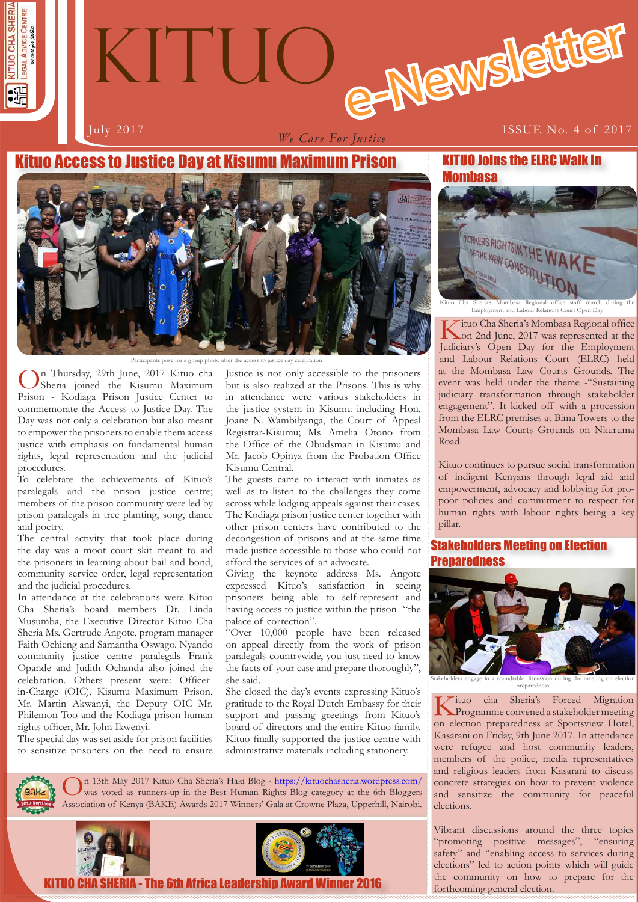# KITUO e-Newsletter

July 2017

*We Care For Justice*

ISSUE No. 4 of 2017

## Kituo Access to Justice Day at Kisumu Maximum Prison

Participants pose for a group photo after the access to justice day celebration

On Thursday, 29th June, 2017 Kituo cha Sheria joined the Kisumu Maximum Prison - Kodiaga Prison Justice Center to commemorate the Access to Justice Day. The Day was not only a celebration but also meant to empower the prisoners to enable them access justice with emphasis on fundamental human rights, legal representation and the judicial procedures.

To celebrate the achievements of Kituo's paralegals and the prison justice centre; members of the prison community were led by prison paralegals in tree planting, song, dance and poetry.

The central activity that took place during the day was a moot court skit meant to aid the prisoners in learning about bail and bond, community service order, legal representation and the judicial procedures.

In attendance at the celebrations were Kituo Cha Sheria's board members Dr. Linda Musumba, the Executive Director Kituo Cha Sheria Ms. Gertrude Angote, program manager Faith Ochieng and Samantha Oswago. Nyando community justice centre paralegals Frank Opande and Judith Ochanda also joined the celebration. Others present were: Officer-in-Charge (OIC), Kisumu Maximum Prison, Mr. Martin Akwanyi, the Deputy OIC Mr. Philemon Too and the Kodiaga prison human rights officer, Mr. John Ikwenyi.

The special day was set aside for prison facilities to sensitize prisoners on the need to ensure Justice is not only accessible to the prisoners but is also realized at the Prisons. This is why in attendance were various stakeholders in the justice system in Kisumu including Hon. Joane N. Wambilyanga, the Court of Appeal Registrar-Kisumu; Ms Amelia Otono from the Office of the Obudsman in Kisumu and Mr. Jacob Opinya from the Probation Office Kisumu Central.

The guests came to interact with inmates as well as to listen to the challenges they come across while lodging appeals against their cases. The Kodiaga prison justice center together with other prison centers have contributed to the decongestion of prisons and at the same time made justice accessible to those who could not afford the services of an advocate.

Giving the keynote address Ms. Angote expressed Kituo's satisfaction in seeing prisoners being able to self-represent and having access to justice within the prison -"the palace of correction".

"Over 10,000 people have been released on appeal directly from the work of prison paralegals countrywide, you just need to know the facts of your case and prepare thoroughly", she said.

She closed the day's events expressing Kituo's gratitude to the Royal Dutch Embassy for their support and passing greetings from Kituo's board of directors and the entire Kituo family. Kituo finally supported the justice centre with administrative materials including stationery.

On 13th May 2017 Kituo Cha Sheria's Haki Blog - https://kituochasheria.wordpress.com/ was voted as runners-up in the Best Human Rights Blog category at the 6th Bloggers Association of Kenya (BAKE) Awards 2017 Winners' Gala at Crowne Plaza, Upperhill, Nairobi.

**KITUO CHA SHERIA - The 6th Africa Leadership Award Winner 2016**

## KITUO Joins the ELRC Walk in Mombasa

Kituo Cha Sheria's Mombasa Regional office staff march during the Employment and Labour Relations Court Open Day

Kituo Cha Sheria's Mombasa Regional office on 2nd June, 2017 was represented at the Judiciary's Open Day for the Employment and Labour Relations Court (ELRC) held at the Mombasa Law Courts Grounds. The event was held under the theme -"Sustaining judiciary transformation through stakeholder engagement". It kicked off with a procession from the ELRC premises at Bima Towers to the Mombasa Law Courts Grounds on Nkuruma Road.

Kituo continues to pursue social transformation of indigent Kenyans through legal aid and empowerment, advocacy and lobbying for pro-poor policies and commitment to respect for human rights with labour rights being a key pillar.

## Stakeholders Meeting on Election Preparedness

Stakeholders engage in a roundtable discussion during the meeting on election preparedness

Kituo cha Sheria's Forced Migration Programme convened a stakeholder meeting on election preparedness at Sportsview Hotel, Kasarani on Friday, 9th June 2017. In attendance were refugee and host community leaders, members of the police, media representatives and religious leaders from Kasarani to discuss concrete strategies on how to prevent violence and sensitize the community for peaceful elections.

Vibrant discussions around the three topics "promoting positive messages", "ensuring safety" and "enabling access to services during elections" led to action points which will guide the community on how to prepare for the forthcoming general election.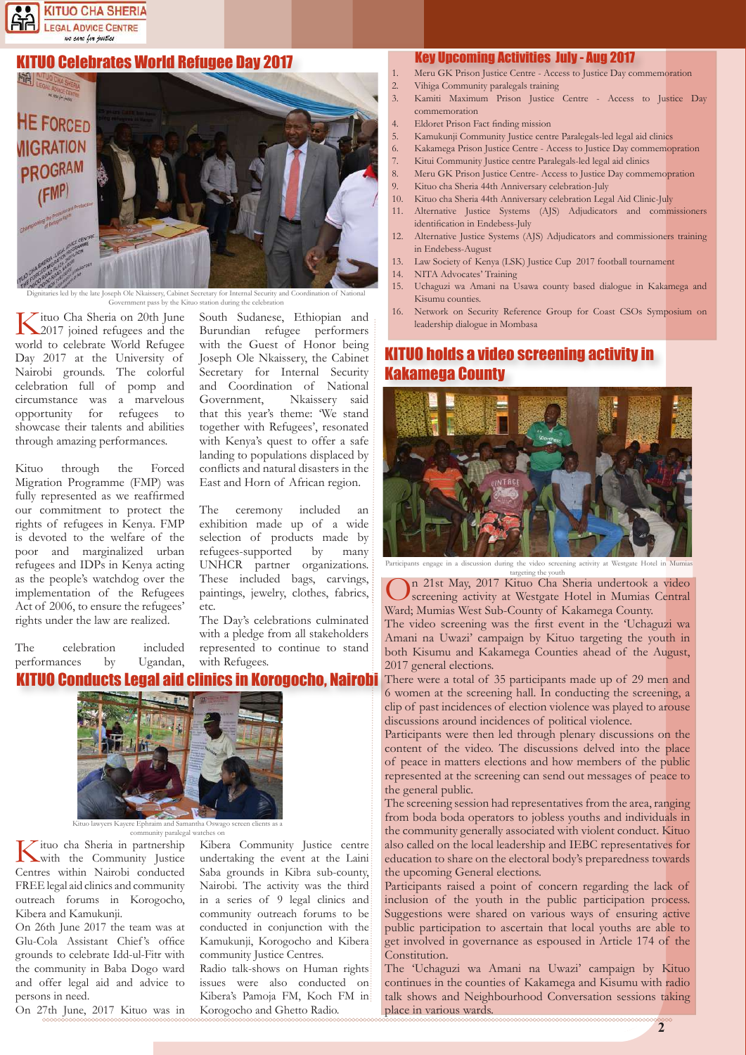## KITUO Celebrates World Refugee Day 2017

Dignitaries led by the late Joseph Ole Nkaissery, Cabinet Secretary for Internal Security and Coordination of National Government pass by the Kituo station during the celebration

Kituo Cha Sheria on 20th June 2017 joined refugees and the world to celebrate World Refugee Day 2017 at the University of Nairobi grounds. The colorful celebration full of pomp and circumstance was a marvelous opportunity for refugees to showcase their talents and abilities through amazing performances.

Kituo through the Forced Migration Programme (FMP) was fully represented as we reaffirmed our commitment to protect the rights of refugees in Kenya. FMP is devoted to the welfare of the poor and marginalized urban refugees and IDPs in Kenya acting as the people's watchdog over the implementation of the Refugees Act of 2006, to ensure the refugees' rights under the law are realized.

The celebration included performances by Ugandan, South Sudanese, Ethiopian and Burundian refugee performers with the Guest of Honor being Joseph Ole Nkaissery, the Cabinet Secretary for Internal Security and Coordination of National Government, Nkaissery said that this year's theme: 'We stand together with Refugees', resonated with Kenya's quest to offer a safe landing to populations displaced by conflicts and natural disasters in the East and Horn of African region.

The ceremony included an exhibition made up of a wide selection of products made by refugees-supported by many UNHCR partner organizations. These included bags, carvings, paintings, jewelry, clothes, fabrics, etc.

The Day's celebrations culminated with a pledge from all stakeholders represented to continue to stand with Refugees.

## KITUO Conducts Legal aid clinics in Korogocho, Nairobi

Kituo lawyers Kayere Ephraim and Samantha Oswago screen clients as a community paralegal watches on

Kituo cha Sheria in partnership with the Community Justice Centres within Nairobi conducted FREE legal aid clinics and community outreach forums in Korogocho, Kibera and Kamukunji.

On 26th June 2017 the team was at Glu-Cola Assistant Chief's office grounds to celebrate Idd-ul-Fitr with the community in Baba Dogo ward and offer legal aid and advice to persons in need.

On 27th June, 2017 Kituo was in Kibera Community Justice centre undertaking the event at the Laini Saba grounds in Kibra sub-county, Nairobi. The activity was the third in a series of 9 legal clinics and community outreach forums to be conducted in conjunction with the Kamukunji, Korogocho and Kibera community Justice Centres.

Radio talk-shows on Human rights issues were also conducted on Kibera's Pamoja FM, Koch FM in Korogocho and Ghetto Radio.

## Key Upcoming Activities July - Aug 2017

1. Meru GK Prison Justice Centre - Access to Justice Day commemoration
2. Vihiga Community paralegals training
3. Kamiti Maximum Prison Justice Centre - Access to Justice Day commemoration
4. Eldoret Prison Fact finding mission
5. Kamukunji Community Justice centre Paralegals-led legal aid clinics
6. Kakamega Prison Justice Centre - Access to Justice Day commemopration
7. Kitui Community Justice centre Paralegals-led legal aid clinics
8. Meru GK Prison Justice Centre- Access to Justice Day commemopration
9. Kituo cha Sheria 44th Anniversary celebration-July
10. Kituo cha Sheria 44th Anniversary celebration Legal Aid Clinic-July
11. Alternative Justice Systems (AJS) Adjudicators and commissioners identification in Endebess-July
12. Alternative Justice Systems (AJS) Adjudicators and commissioners training in Endebess-August
13. Law Society of Kenya (LSK) Justice Cup 2017 football tournament
14. NITA Advocates' Training
15. Uchaguzi wa Amani na Usawa county based dialogue in Kakamega and Kisumu counties.
16. Network on Security Reference Group for Coast CSOs Symposium on leadership dialogue in Mombasa

## KITUO holds a video screening activity in Kakamega County

Participants engage in a discussion during the video screening activity at Westgate Hotel in Mumias targeting the youth

On 21st May, 2017 Kituo Cha Sheria undertook a video screening activity at Westgate Hotel in Mumias Central Ward; Mumias West Sub-County of Kakamega County.

The video screening was the first event in the 'Uchaguzi wa Amani na Uwazi' campaign by Kituo targeting the youth in both Kisumu and Kakamega Counties ahead of the August, 2017 general elections.

There were a total of 35 participants made up of 29 men and 6 women at the screening hall. In conducting the screening, a clip of past incidences of election violence was played to arouse discussions around incidences of political violence.

Participants were then led through plenary discussions on the content of the video. The discussions delved into the place of peace in matters elections and how members of the public represented at the screening can send out messages of peace to the general public.

The screening session had representatives from the area, ranging from boda boda operators to jobless youths and individuals in the community generally associated with violent conduct. Kituo also called on the local leadership and IEBC representatives for education to share on the electoral body's preparedness towards the upcoming General elections.

Participants raised a point of concern regarding the lack of inclusion of the youth in the public participation process. Suggestions were shared on various ways of ensuring active public participation to ascertain that local youths are able to get involved in governance as espoused in Article 174 of the Constitution.

The 'Uchaguzi wa Amani na Uwazi' campaign by Kituo continues in the counties of Kakamega and Kisumu with radio talk shows and Neighbourhood Conversation sessions taking place in various wards.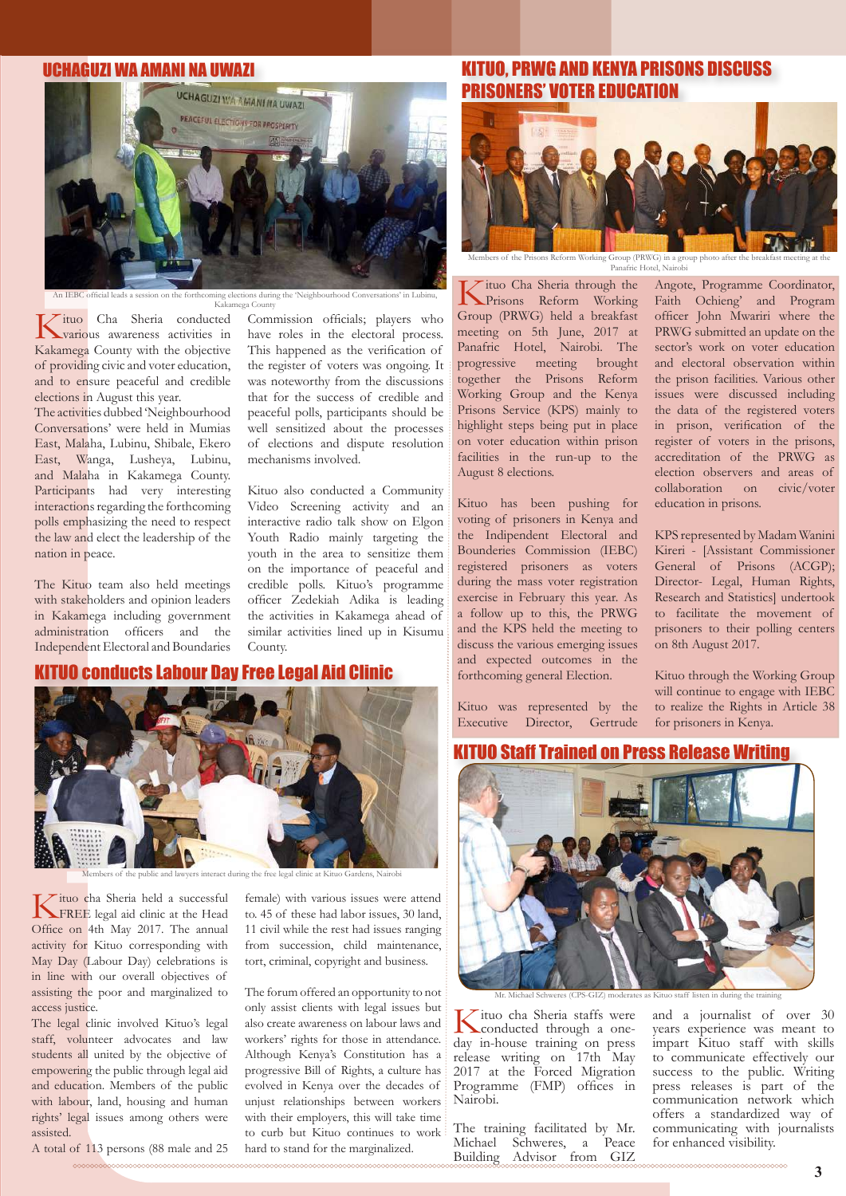## UCHAGUZI WA AMANI NA UWAZI

An IEBC official leads a session on the forthcoming elections during the 'Neighbourhood Conversations' in Lubinu, Kakamega County

Kituo Cha Sheria conducted various awareness activities in Kakamega County with the objective of providing civic and voter education, and to ensure peaceful and credible elections in August this year.

The activities dubbed 'Neighbourhood Conversations' were held in Mumias East, Malaha, Lubinu, Shibale, Ekero East, Wanga, Lusheya, Lubinu, and Malaha in Kakamega County. Participants had very interesting interactions regarding the forthcoming polls emphasizing the need to respect the law and elect the leadership of the nation in peace.

The Kituo team also held meetings with stakeholders and opinion leaders in Kakamega including government administration officers and the Independent Electoral and Boundaries Commission officials; players who have roles in the electoral process. This happened as the verification of the register of voters was ongoing. It was noteworthy from the discussions that for the success of credible and peaceful polls, participants should be well sensitized about the processes of elections and dispute resolution mechanisms involved.

Kituo also conducted a Community Video Screening activity and an interactive radio talk show on Elgon Youth Radio mainly targeting the youth in the area to sensitize them on the importance of peaceful and credible polls. Kituo's programme officer Zedekiah Adika is leading the activities in Kakamega ahead of similar activities lined up in Kisumu County.

## KITUO conducts Labour Day Free Legal Aid Clinic

Members of the public and lawyers interact during the free legal clinic at Kituo Gardens, Nairobi

Kituo cha Sheria held a successful FREE legal aid clinic at the Head Office on 4th May 2017. The annual activity for Kituo corresponding with May Day (Labour Day) celebrations is in line with our overall objectives of assisting the poor and marginalized to access justice.

The legal clinic involved Kituo's legal staff, volunteer advocates and law students all united by the objective of empowering the public through legal aid and education. Members of the public with labour, land, housing and human rights' legal issues among others were assisted.

A total of 113 persons (88 male and 25 female) with various issues were attend to. 45 of these had labor issues, 30 land, 11 civil while the rest had issues ranging from succession, child maintenance, tort, criminal, copyright and business.

The forum offered an opportunity to not only assist clients with legal issues but also create awareness on labour laws and workers' rights for those in attendance. Although Kenya's Constitution has a progressive Bill of Rights, a culture has evolved in Kenya over the decades of unjust relationships between workers with their employers, this will take time to curb but Kituo continues to work hard to stand for the marginalized.

## KITUO, PRWG AND KENYA PRISONS DISCUSS PRISONERS' VOTER EDUCATION

Members of the Prisons Reform Working Group (PRWG) in a group photo after the breakfast meeting at the Panafric Hotel, Nairobi

Kituo Cha Sheria through the Prisons Reform Working Group (PRWG) held a breakfast meeting on 5th June, 2017 at Panafric Hotel, Nairobi. The progressive meeting brought together the Prisons Reform Working Group and the Kenya Prisons Service (KPS) mainly to highlight steps being put in place on voter education within prison facilities in the run-up to the August 8 elections.

Kituo has been pushing for voting of prisoners in Kenya and the Indipendent Electoral and Bounderies Commission (IEBC) registered prisoners as voters during the mass voter registration exercise in February this year. As a follow up to this, the PRWG and the KPS held the meeting to discuss the various emerging issues and expected outcomes in the forthcoming general Election.

Kituo was represented by the Executive Director, Gertrude Angote, Programme Coordinator, Faith Ochieng' and Program officer John Mwariri where the PRWG submitted an update on the sector's work on voter education and electoral observation within the prison facilities. Various other issues were discussed including the data of the registered voters in prison, verification of the register of voters in the prisons, accreditation of the PRWG as election observers and areas of collaboration on civic/voter education in prisons.

KPS represented by Madam Wanini Kireri - [Assistant Commissioner General of Prisons (ACGP); Director- Legal, Human Rights, Research and Statistics] undertook to facilitate the movement of prisoners to their polling centers on 8th August 2017.

Kituo through the Working Group will continue to engage with IEBC to realize the Rights in Article 38 for prisoners in Kenya.

## KITUO Staff Trained on Press Release Writing

Mr. Michael Schweres (CPS-GIZ) moderates as Kituo staff listen in during the training

Kituo cha Sheria staffs were conducted through a one-day in-house training on press release writing on 17th May 2017 at the Forced Migration Programme (FMP) offices in Nairobi.

The training facilitated by Mr. Michael Schweres, a Peace Building Advisor from GIZ and a journalist of over 30 years experience was meant to impart Kituo staff with skills to communicate effectively our success to the public. Writing press releases is part of the communication network which offers a standardized way of communicating with journalists for enhanced visibility.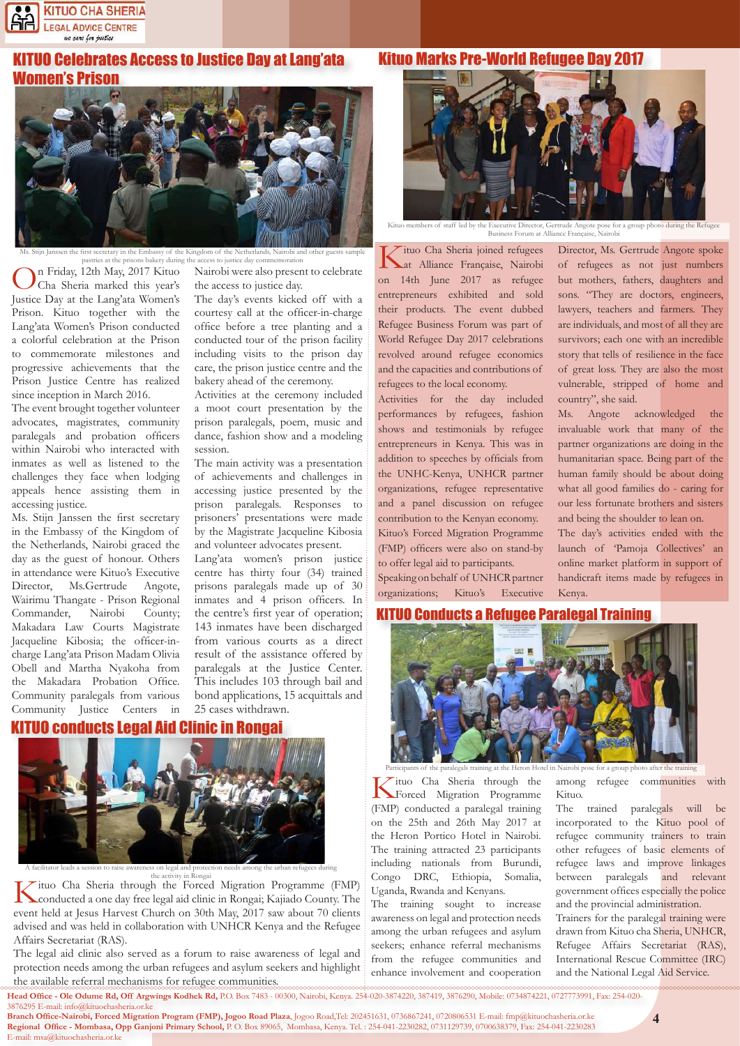## KITUO Celebrates Access to Justice Day at Lang'ata Women's Prison

Ms. Stijn Janssen the first secretary in the Embassy of the Kingdom of the Netherlands, Nairobi and other guests sample pastries at the prisons bakery during the access to justice day commemoration

On Friday, 12th May, 2017 Kituo Cha Sheria marked this year's Justice Day at the Lang'ata Women's Prison. Kituo together with the Lang'ata Women's Prison conducted a colorful celebration at the Prison to commemorate milestones and progressive achievements that the Prison Justice Centre has realized since inception in March 2016.

The event brought together volunteer advocates, magistrates, community paralegals and probation officers within Nairobi who interacted with inmates as well as listened to the challenges they face when lodging appeals hence assisting them in accessing justice.

Ms. Stijn Janssen the first secretary in the Embassy of the Kingdom of the Netherlands, Nairobi graced the day as the guest of honour. Others in attendance were Kituo's Executive Director, Ms.Gertrude Angote, Wairimu Thangate - Prison Regional Commander, Nairobi County; Makadara Law Courts Magistrate Jacqueline Kibosia; the officer-in-charge Lang'ata Prison Madam Olivia Obell and Martha Nyakoha from the Makadara Probation Office. Community paralegals from various Community Justice Centers in Nairobi were also present to celebrate the access to justice day.

The day's events kicked off with a courtesy call at the officer-in-charge office before a tree planting and a conducted tour of the prison facility including visits to the prison day care, the prison justice centre and the bakery ahead of the ceremony.

Activities at the ceremony included a moot court presentation by the prison paralegals, poem, music and dance, fashion show and a modeling session.

The main activity was a presentation of achievements and challenges in accessing justice presented by the prison paralegals. Responses to prisoners' presentations were made by the Magistrate Jacqueline Kibosia and volunteer advocates present.

Lang'ata women's prison justice centre has thirty four (34) trained prisons paralegals made up of 30 inmates and 4 prison officers. In the centre's first year of operation; 143 inmates have been discharged from various courts as a direct result of the assistance offered by paralegals at the Justice Center. This includes 103 through bail and bond applications, 15 acquittals and 25 cases withdrawn.

## KITUO conducts Legal Aid Clinic in Rongai

A facilitator leads a session to raise awareness on legal and protection needs among the urban refugees during the activity in Rongai

Kituo Cha Sheria through the Forced Migration Programme (FMP) conducted a one day free legal aid clinic in Rongai; Kajiado County. The event held at Jesus Harvest Church on 30th May, 2017 saw about 70 clients advised and was held in collaboration with UNHCR Kenya and the Refugee Affairs Secretariat (RAS).

The legal aid clinic also served as a forum to raise awareness of legal and protection needs among the urban refugees and asylum seekers and highlight the available referral mechanisms for refugee communities.

## Kituo Marks Pre-World Refugee Day 2017

Kituo members of staff led by the Executive Director, Gertrude Angote pose for a group photo during the Refugee Business Forum at Alliance Française, Nairobi

Kituo Cha Sheria joined refugees at Alliance Française, Nairobi on 14th June 2017 as refugee entrepreneurs exhibited and sold their products. The event dubbed Refugee Business Forum was part of World Refugee Day 2017 celebrations revolved around refugee economics and the capacities and contributions of refugees to the local economy.

Activities for the day included performances by refugees, fashion shows and testimonials by refugee entrepreneurs in Kenya. This was in addition to speeches by officials from the UNHC-Kenya, UNHCR partner organizations, refugee representative and a panel discussion on refugee contribution to the Kenyan economy.

Kituo's Forced Migration Programme (FMP) officers were also on stand-by to offer legal aid to participants.

Speaking on behalf of UNHCR partner organizations; Kituo's Executive Director, Ms. Gertrude Angote spoke of refugees as not just numbers but mothers, fathers, daughters and sons. "They are doctors, engineers, lawyers, teachers and farmers. They are individuals, and most of all they are survivors; each one with an incredible story that tells of resilience in the face of great loss. They are also the most vulnerable, stripped of home and country", she said.

Ms. Angote acknowledged the invaluable work that many of the partner organizations are doing in the humanitarian space. Being part of the human family should be about doing what all good families do - caring for our less fortunate brothers and sisters and being the shoulder to lean on.

The day's activities ended with the launch of 'Pamoja Collectives' an online market platform in support of handicraft items made by refugees in Kenya.

## KITUO Conducts a Refugee Paralegal Training

Participants of the paralegals training at the Heron Hotel in Nairobi pose for a group photo after the training

Kituo Cha Sheria through the Forced Migration Programme (FMP) conducted a paralegal training on the 25th and 26th May 2017 at the Heron Portico Hotel in Nairobi. The training attracted 23 participants including nationals from Burundi, Congo DRC, Ethiopia, Somalia, Uganda, Rwanda and Kenyans.

The training sought to increase awareness on legal and protection needs among the urban refugees and asylum seekers; enhance referral mechanisms from the refugee communities and enhance involvement and cooperation among refugee communities with Kituo.

The trained paralegals will be incorporated to the Kituo pool of refugee community trainers to train other refugees of basic elements of refugee laws and improve linkages between paralegals and relevant government offices especially the police and the provincial administration.

Trainers for the paralegal training were drawn from Kituo cha Sheria, UNHCR, Refugee Affairs Secretariat (RAS), International Rescue Committee (IRC) and the National Legal Aid Service.

**Head Office - Ole Odume Rd, Off Argwings Kodhek Rd,** P.O. Box 7483 - 00300, Nairobi, Kenya. 254-020-3874220, 387419, 3876290, Mobile: 0734874221, 0727773991, Fax: 254-020-3876295 E-mail: info@kituochasheria.or.ke
**Branch Office-Nairobi, Forced Migration Program (FMP), Jogoo Road Plaza**, Jogoo Road,Tel: 202451631, 0736867241, 0720806531 E-mail: fmp@kituochasheria.or.ke
**Regional Office - Mombasa, Opp Ganjoni Primary School,** P. O. Box 89065, Mombasa, Kenya. Tel. : 254-041-2230282, 0731129739, 0700638379, Fax: 254-041-2230283 E-mail: msa@kituochasheria.or.ke